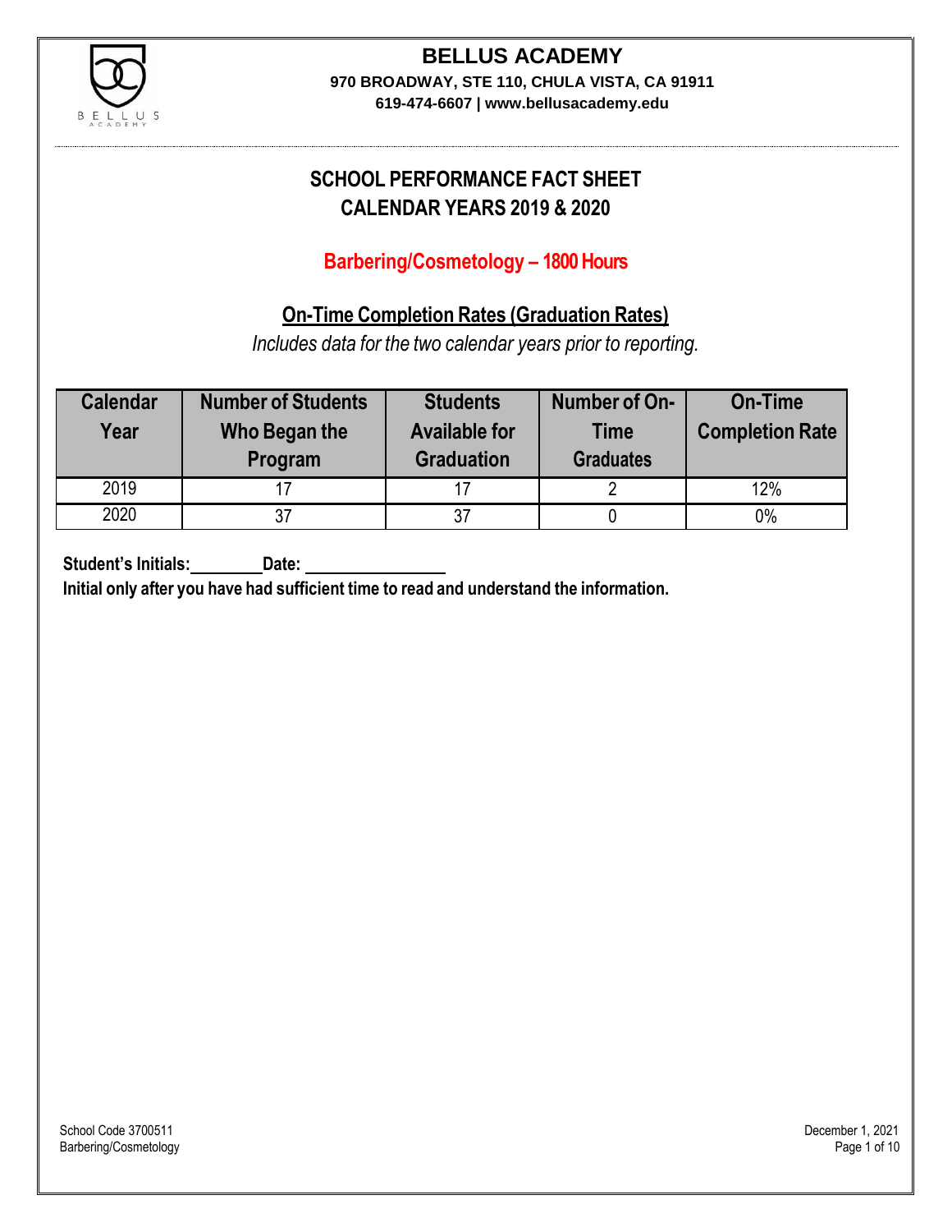# BELLUS ACADEMY

**970 BROADWAY, STE 110, CHULA VISTA, CA 91911**

**619-474-6607 | www.bellusacademy.edu**

## SCHOOL PERFORMANCE FACT SHEET
## CALENDAR YEARS 2019 & 2020

### Barbering/Cosmetology – 1800 Hours

### On-Time Completion Rates (Graduation Rates)

*Includes data for the two calendar years prior to reporting.*

| Calendar Year | Number of Students Who Began the Program | Students Available for Graduation | Number of On-Time Graduates | On-Time Completion Rate |
|---|---|---|---|---|
| 2019 | 17 | 17 | 2 | 12% |
| 2020 | 37 | 37 | 0 | 0% |

**Student's Initials:\_\_\_\_\_\_\_\_ Date: \_\_\_\_\_\_\_\_\_\_\_\_\_\_\_\_**

**Initial only after you have had sufficient time to read and understand the information.**

School Code 3700511
Barbering/Cosmetology

December 1, 2021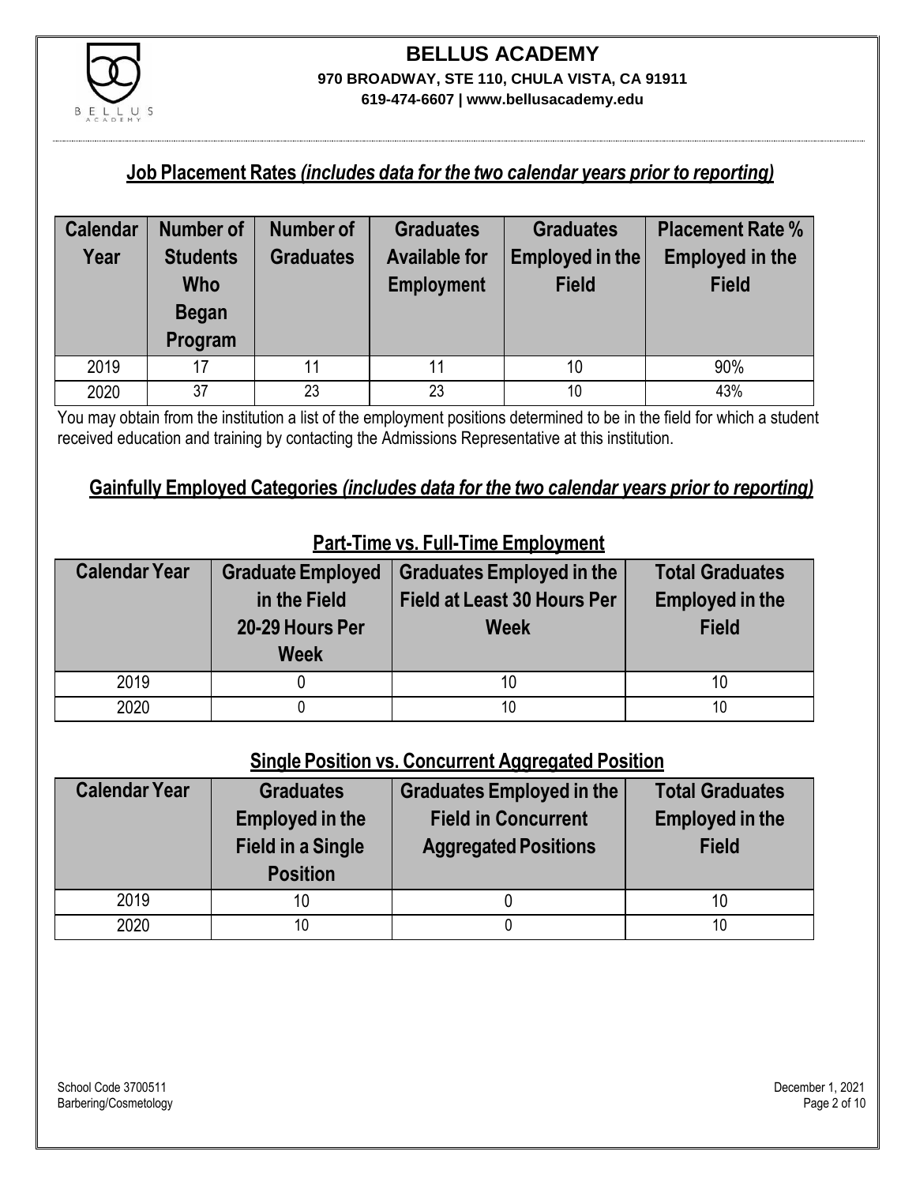# BELLUS ACADEMY

**970 BROADWAY, STE 110, CHULA VISTA, CA 91911**

**619-474-6607 | www.bellusacademy.edu**

## Job Placement Rates *(includes data for the two calendar years prior to reporting)*

| Calendar Year | Number of Students Who Began Program | Number of Graduates | Graduates Available for Employment | Graduates Employed in the Field | Placement Rate % Employed in the Field |
|---|---|---|---|---|---|
| 2019 | 17 | 11 | 11 | 10 | 90% |
| 2020 | 37 | 23 | 23 | 10 | 43% |

You may obtain from the institution a list of the employment positions determined to be in the field for which a student received education and training by contacting the Admissions Representative at this institution.

## Gainfully Employed Categories *(includes data for the two calendar years prior to reporting)*

### Part-Time vs. Full-Time Employment

| Calendar Year | Graduate Employed in the Field 20-29 Hours Per Week | Graduates Employed in the Field at Least 30 Hours Per Week | Total Graduates Employed in the Field |
|---|---|---|---|
| 2019 | 0 | 10 | 10 |
| 2020 | 0 | 10 | 10 |

### Single Position vs. Concurrent Aggregated Position

| Calendar Year | Graduates Employed in the Field in a Single Position | Graduates Employed in the Field in Concurrent Aggregated Positions | Total Graduates Employed in the Field |
|---|---|---|---|
| 2019 | 10 | 0 | 10 |
| 2020 | 10 | 0 | 10 |

School Code 3700511
Barbering/Cosmetology

December 1, 2021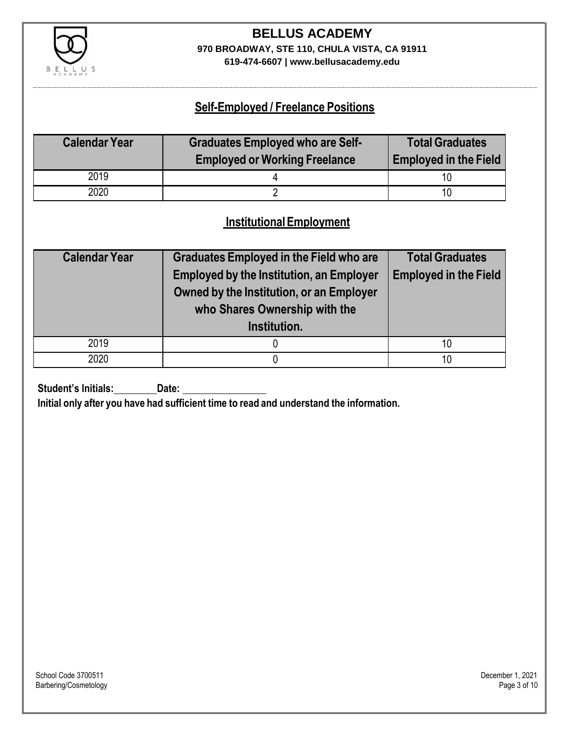**BELLUS ACADEMY**
**970 BROADWAY, STE 110, CHULA VISTA, CA 91911**
**619-474-6607 | www.bellusacademy.edu**

## Self-Employed / Freelance Positions

| Calendar Year | Graduates Employed who are Self-Employed or Working Freelance | Total Graduates Employed in the Field |
|---|---|---|
| 2019 | 4 | 10 |
| 2020 | 2 | 10 |

## Institutional Employment

| Calendar Year | Graduates Employed in the Field who are Employed by the Institution, an Employer Owned by the Institution, or an Employer who Shares Ownership with the Institution. | Total Graduates Employed in the Field |
|---|---|---|
| 2019 | 0 | 10 |
| 2020 | 0 | 10 |

**Student's Initials:** ________ **Date:** ________________

**Initial only after you have had sufficient time to read and understand the information.**

School Code 3700511
Barbering/Cosmetology

December 1, 2021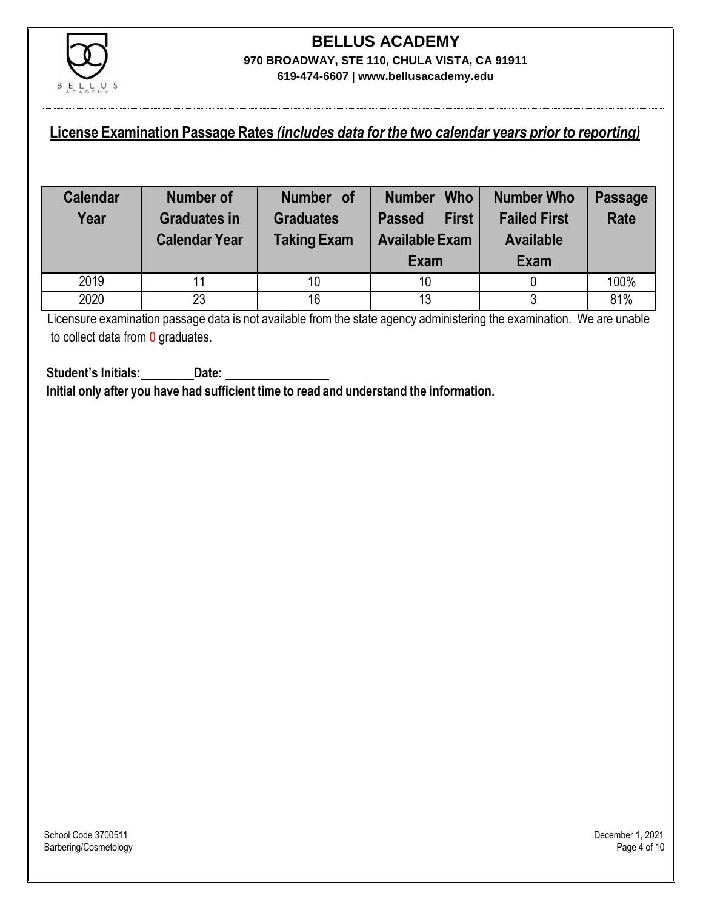# BELLUS ACADEMY

**970 BROADWAY, STE 110, CHULA VISTA, CA 91911**

**619-474-6607 | www.bellusacademy.edu**

## License Examination Passage Rates *(includes data for the two calendar years prior to reporting)*

| Calendar Year | Number of Graduates in Calendar Year | Number of Graduates Taking Exam | Number Who Passed First Available Exam | Number Who Failed First Available Exam | Passage Rate |
|---|---|---|---|---|---|
| 2019 | 11 | 10 | 10 | 0 | 100% |
| 2020 | 23 | 16 | 13 | 3 | 81% |

Licensure examination passage data is not available from the state agency administering the examination. We are unable to collect data from 0 graduates.

**Student's Initials:________ Date: ________________**

**Initial only after you have had sufficient time to read and understand the information.**

School Code 3700511
Barbering/Cosmetology

December 1, 2021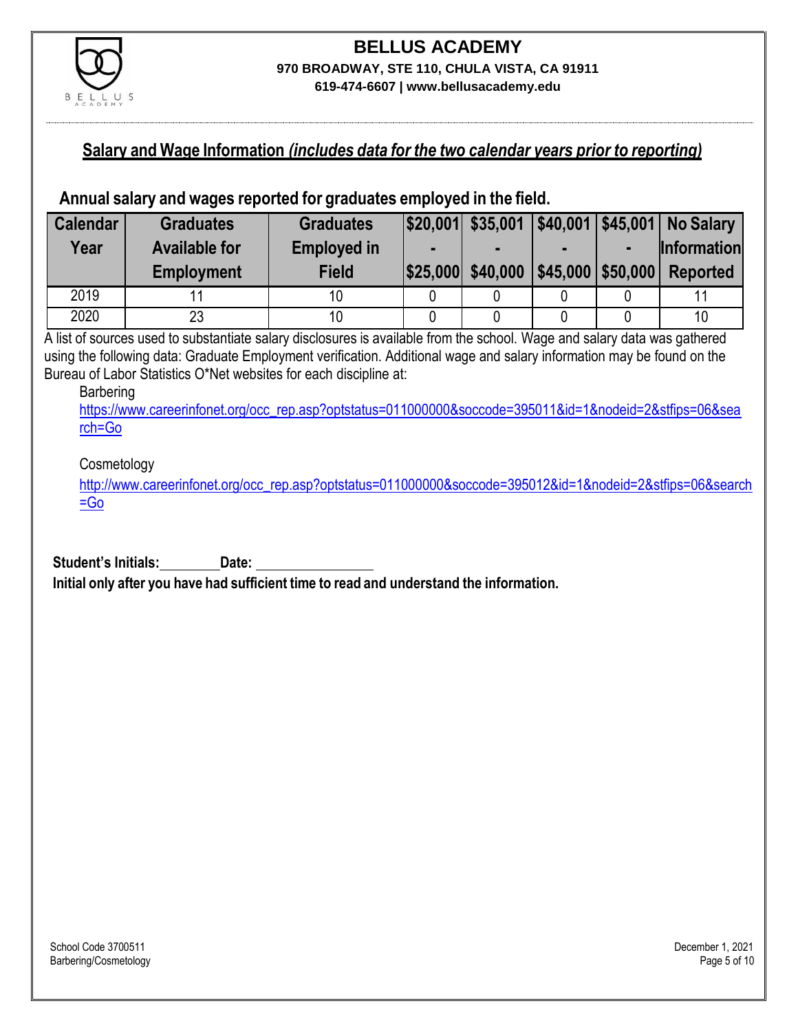# BELLUS ACADEMY

**970 BROADWAY, STE 110, CHULA VISTA, CA 91911**

**619-474-6607 | www.bellusacademy.edu**

## Salary and Wage Information *(includes data for the two calendar years prior to reporting)*

### Annual salary and wages reported for graduates employed in the field.

| Calendar Year | Graduates Available for Employment | Graduates Employed in Field | $20,001 - $25,000 | $35,001 - $40,000 | $40,001 - $45,000 | $45,001 - $50,000 | No Salary Information Reported |
|---|---|---|---|---|---|---|---|
| 2019 | 11 | 10 | 0 | 0 | 0 | 0 | 11 |
| 2020 | 23 | 10 | 0 | 0 | 0 | 0 | 10 |

A list of sources used to substantiate salary disclosures is available from the school. Wage and salary data was gathered using the following data: Graduate Employment verification. Additional wage and salary information may be found on the Bureau of Labor Statistics O*Net websites for each discipline at:

Barbering

https://www.careerinfonet.org/occ_rep.asp?optstatus=011000000&soccode=395011&id=1&nodeid=2&stfips=06&search=Go

Cosmetology

http://www.careerinfonet.org/occ_rep.asp?optstatus=011000000&soccode=395012&id=1&nodeid=2&stfips=06&search=Go

**Student's Initials:**________ **Date:** ________________

**Initial only after you have had sufficient time to read and understand the information.**

School Code 3700511
Barbering/Cosmetology

December 1, 2021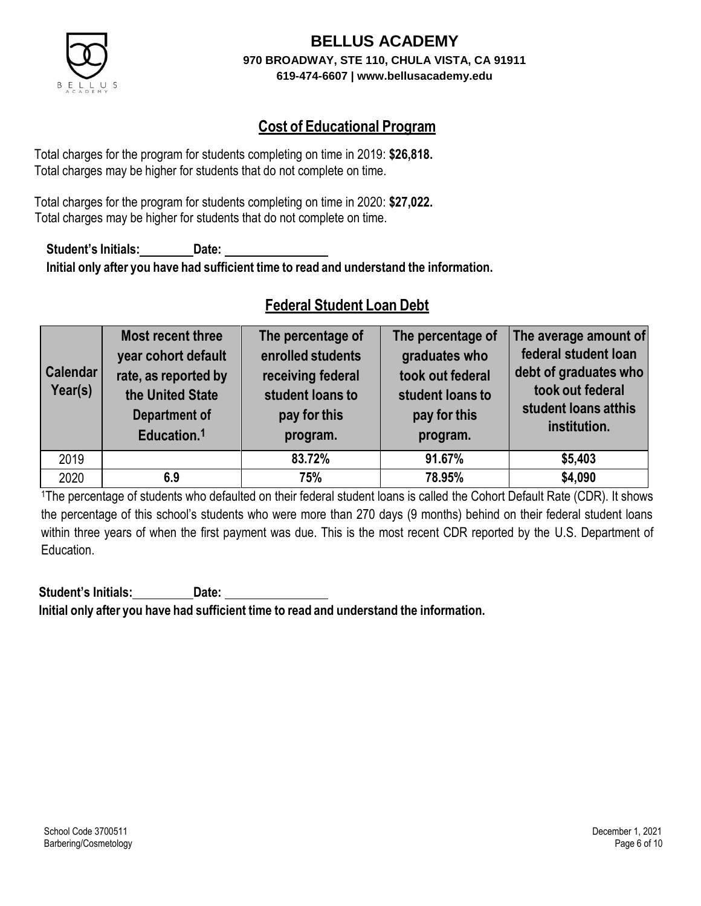# BELLUS ACADEMY

**970 BROADWAY, STE 110, CHULA VISTA, CA 91911**
**619-474-6607 | www.bellusacademy.edu**

## Cost of Educational Program

Total charges for the program for students completing on time in 2019: **$26,818.**
Total charges may be higher for students that do not complete on time.

Total charges for the program for students completing on time in 2020: **$27,022.**
Total charges may be higher for students that do not complete on time.

**Student's Initials:________ Date: ______________**
**Initial only after you have had sufficient time to read and understand the information.**

## Federal Student Loan Debt

| Calendar Year(s) | Most recent three year cohort default rate, as reported by the United State Department of Education.[1] | The percentage of enrolled students receiving federal student loans to pay for this program. | The percentage of graduates who took out federal student loans to pay for this program. | The average amount of federal student loan debt of graduates who took out federal student loans atthis institution. |
|---|---|---|---|---|
| 2019 | | **83.72%** | **91.67%** | **$5,403** |
| 2020 | **6.9** | **75%** | **78.95%** | **$4,090** |

[1]The percentage of students who defaulted on their federal student loans is called the Cohort Default Rate (CDR). It shows the percentage of this school's students who were more than 270 days (9 months) behind on their federal student loans within three years of when the first payment was due. This is the most recent CDR reported by the U.S. Department of Education.

**Student's Initials:________ Date: ______________**
**Initial only after you have had sufficient time to read and understand the information.**

School Code 3700511
Barbering/Cosmetology

December 1, 2021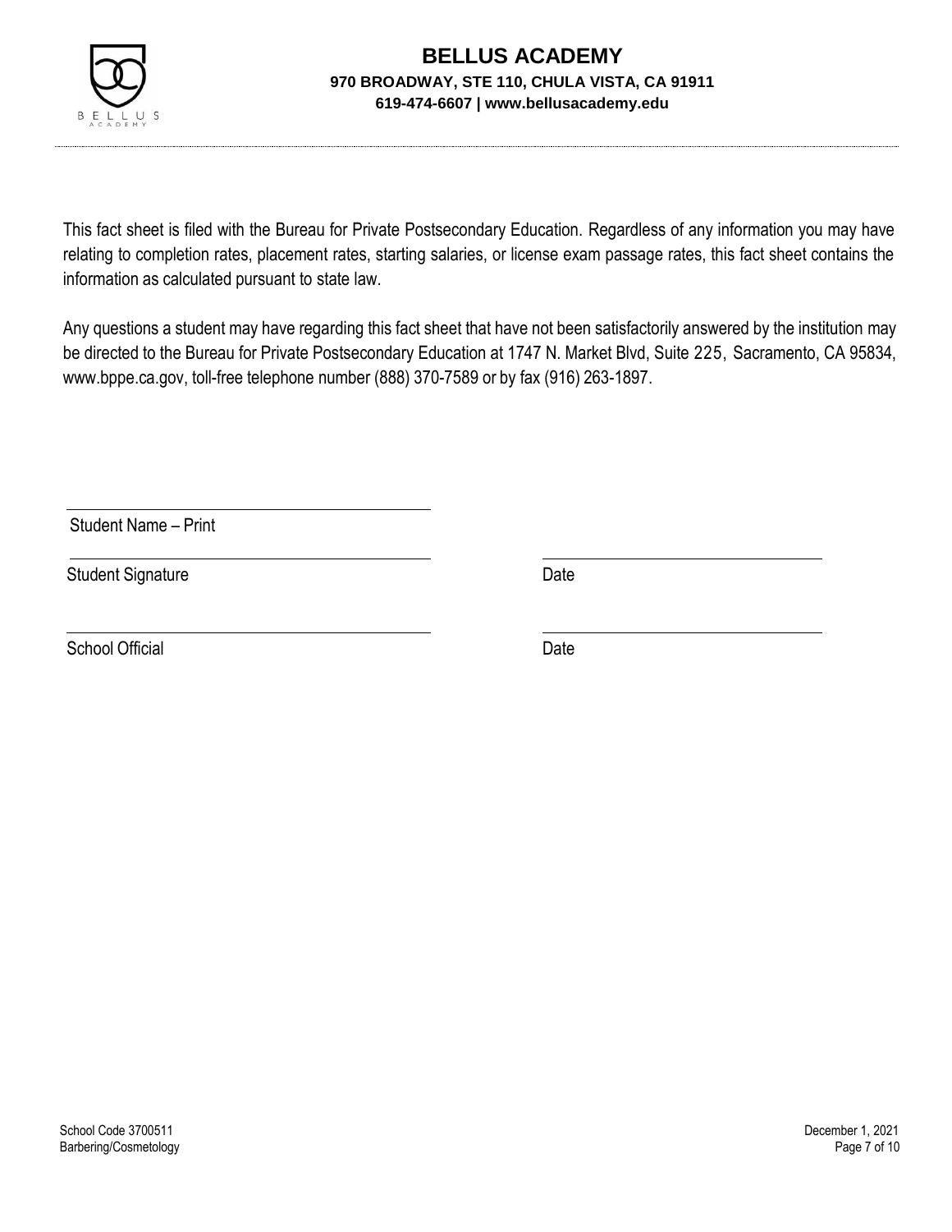# BELLUS ACADEMY

**970 BROADWAY, STE 110, CHULA VISTA, CA 91911**

**619-474-6607 | www.bellusacademy.edu**

This fact sheet is filed with the Bureau for Private Postsecondary Education. Regardless of any information you may have relating to completion rates, placement rates, starting salaries, or license exam passage rates, this fact sheet contains the information as calculated pursuant to state law.

Any questions a student may have regarding this fact sheet that have not been satisfactorily answered by the institution may be directed to the Bureau for Private Postsecondary Education at 1747 N. Market Blvd, Suite 225, Sacramento, CA 95834, www.bppe.ca.gov, toll-free telephone number (888) 370-7589 or by fax (916) 263-1897.

______________________________
Student Name – Print

______________________________ ______________________________
Student Signature Date

______________________________ ______________________________
School Official Date

School Code 3700511
Barbering/Cosmetology
December 1, 2021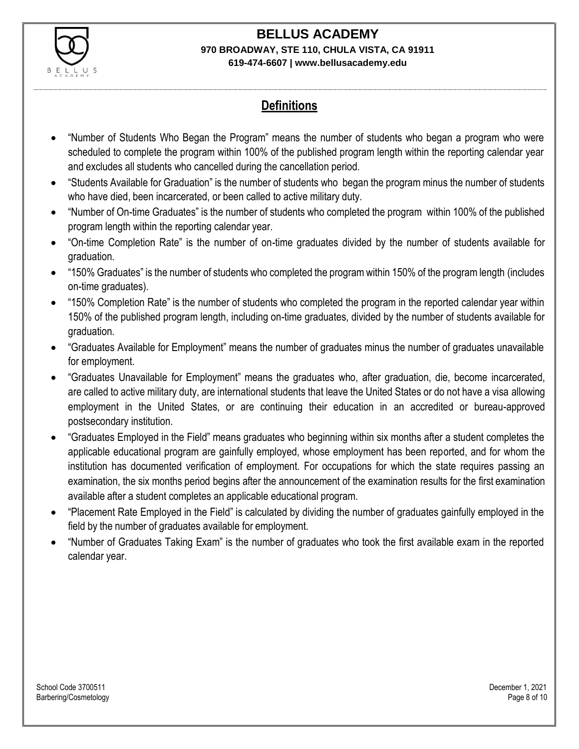## Definitions

- "Number of Students Who Began the Program" means the number of students who began a program who were scheduled to complete the program within 100% of the published program length within the reporting calendar year and excludes all students who cancelled during the cancellation period.
- "Students Available for Graduation" is the number of students who began the program minus the number of students who have died, been incarcerated, or been called to active military duty.
- "Number of On-time Graduates" is the number of students who completed the program within 100% of the published program length within the reporting calendar year.
- "On-time Completion Rate" is the number of on-time graduates divided by the number of students available for graduation.
- "150% Graduates" is the number of students who completed the program within 150% of the program length (includes on-time graduates).
- "150% Completion Rate" is the number of students who completed the program in the reported calendar year within 150% of the published program length, including on-time graduates, divided by the number of students available for graduation.
- "Graduates Available for Employment" means the number of graduates minus the number of graduates unavailable for employment.
- "Graduates Unavailable for Employment" means the graduates who, after graduation, die, become incarcerated, are called to active military duty, are international students that leave the United States or do not have a visa allowing employment in the United States, or are continuing their education in an accredited or bureau-approved postsecondary institution.
- "Graduates Employed in the Field" means graduates who beginning within six months after a student completes the applicable educational program are gainfully employed, whose employment has been reported, and for whom the institution has documented verification of employment. For occupations for which the state requires passing an examination, the six months period begins after the announcement of the examination results for the first examination available after a student completes an applicable educational program.
- "Placement Rate Employed in the Field" is calculated by dividing the number of graduates gainfully employed in the field by the number of graduates available for employment.
- "Number of Graduates Taking Exam" is the number of graduates who took the first available exam in the reported calendar year.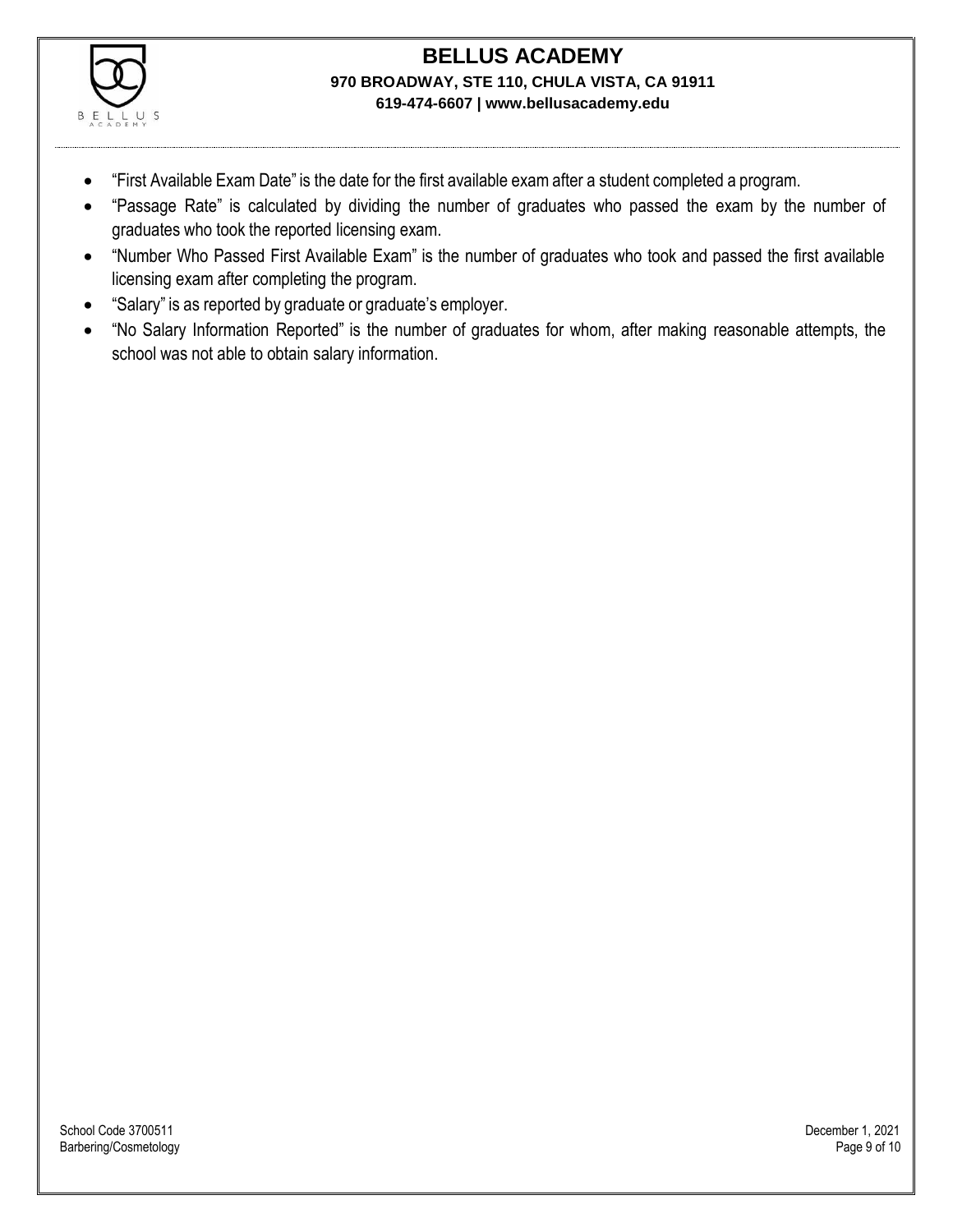- "First Available Exam Date" is the date for the first available exam after a student completed a program.
- "Passage Rate" is calculated by dividing the number of graduates who passed the exam by the number of graduates who took the reported licensing exam.
- "Number Who Passed First Available Exam" is the number of graduates who took and passed the first available licensing exam after completing the program.
- "Salary" is as reported by graduate or graduate's employer.
- "No Salary Information Reported" is the number of graduates for whom, after making reasonable attempts, the school was not able to obtain salary information.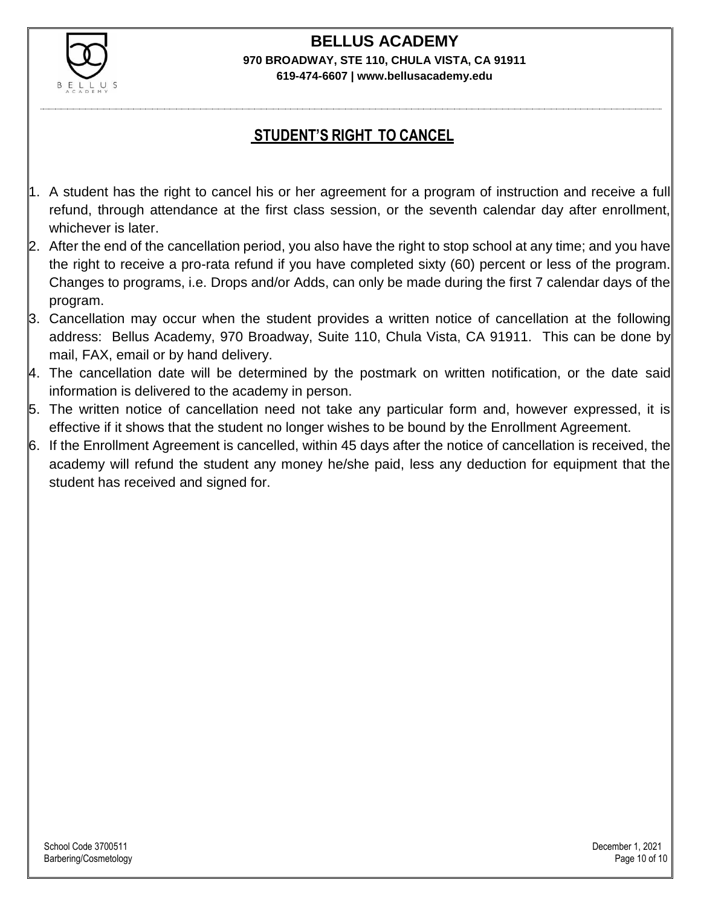# STUDENT'S RIGHT TO CANCEL

1. A student has the right to cancel his or her agreement for a program of instruction and receive a full refund, through attendance at the first class session, or the seventh calendar day after enrollment, whichever is later.
2. After the end of the cancellation period, you also have the right to stop school at any time; and you have the right to receive a pro-rata refund if you have completed sixty (60) percent or less of the program. Changes to programs, i.e. Drops and/or Adds, can only be made during the first 7 calendar days of the program.
3. Cancellation may occur when the student provides a written notice of cancellation at the following address: Bellus Academy, 970 Broadway, Suite 110, Chula Vista, CA 91911. This can be done by mail, FAX, email or by hand delivery.
4. The cancellation date will be determined by the postmark on written notification, or the date said information is delivered to the academy in person.
5. The written notice of cancellation need not take any particular form and, however expressed, it is effective if it shows that the student no longer wishes to be bound by the Enrollment Agreement.
6. If the Enrollment Agreement is cancelled, within 45 days after the notice of cancellation is received, the academy will refund the student any money he/she paid, less any deduction for equipment that the student has received and signed for.